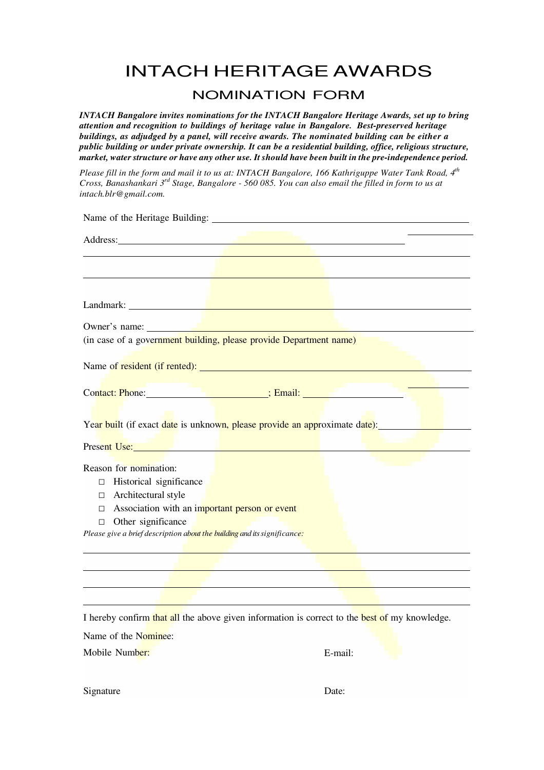# INTACH HERITAGE AWARDS

## NOMINATION FORM

***INTACH Bangalore invites nominations for the INTACH Bangalore Heritage Awards, set up to bring attention and recognition to buildings of heritage value in Bangalore. Best-preserved heritage buildings, as adjudged by a panel, will receive awards. The nominated building can be either a public building or under private ownership. It can be a residential building, office, religious structure, market, water structure or have any other use. It should have been built in the pre-independence period.***

*Please fill in the form and mail it to us at: INTACH Bangalore, 166 Kathriguppe Water Tank Road, 4th Cross, Banashankari 3rd Stage, Bangalore - 560 085. You can also email the filled in form to us at intach.blr@gmail.com.*

Name of the Heritage Building: ____________________________________________

Address: ____________________________________________

____________________________________________

____________________________________________

Landmark: ____________________________________________

Owner's name: ____________________________________________

(in case of a government building, please provide Department name)

Name of resident (if rented): ____________________________________________

Contact: Phone: ____________________; Email: ____________________

Year built (if exact date is unknown, please provide an approximate date): ____________________

Present Use: ____________________________________________

Reason for nomination:

- ☐ Historical significance
- ☐ Architectural style
- ☐ Association with an important person or event
- ☐ Other significance

*Please give a brief description about the building and its significance:*

____________________________________________

____________________________________________

____________________________________________

____________________________________________

I hereby confirm that all the above given information is correct to the best of my knowledge.

Name of the Nominee:

Mobile Number: E-mail:

Signature Date: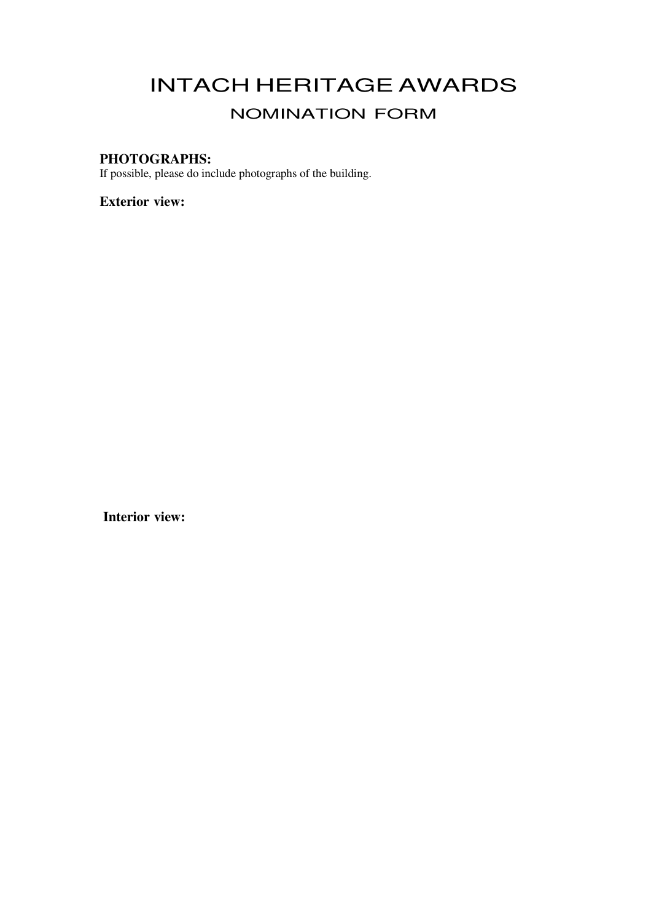# INTACH HERITAGE AWARDS

## NOMINATION FORM

**PHOTOGRAPHS:**
If possible, please do include photographs of the building.

**Exterior view:**

**Interior view:**